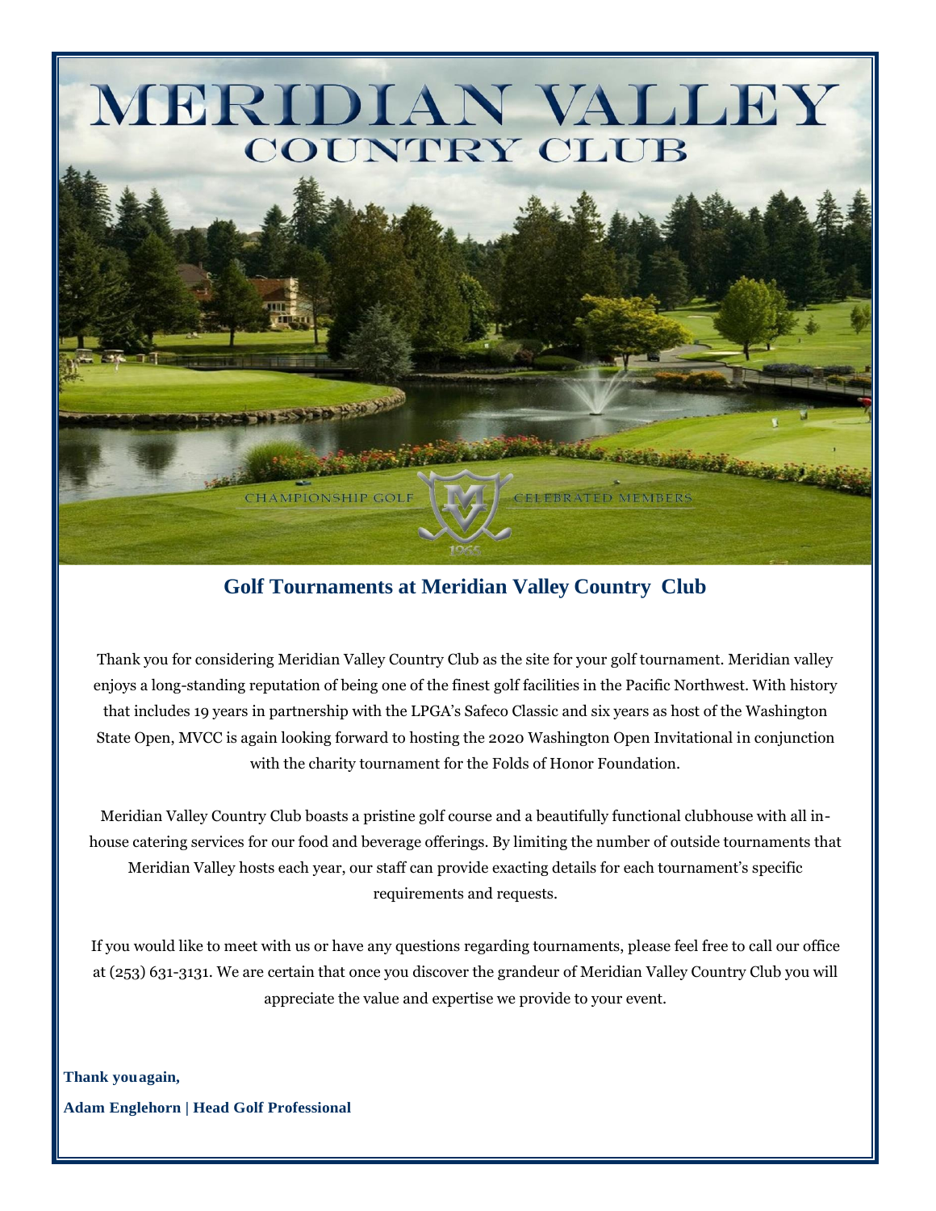# MERIDIAN VALLEY COUNTRY CLUB

CHAMPIONSHIP GOLF | CELEBRATED MEMBERS

## Golf Tournaments at Meridian Valley Country Club

Thank you for considering Meridian Valley Country Club as the site for your golf tournament. Meridian valley enjoys a long-standing reputation of being one of the finest golf facilities in the Pacific Northwest. With history that includes 19 years in partnership with the LPGA's Safeco Classic and six years as host of the Washington State Open, MVCC is again looking forward to hosting the 2020 Washington Open Invitational in conjunction with the charity tournament for the Folds of Honor Foundation.

Meridian Valley Country Club boasts a pristine golf course and a beautifully functional clubhouse with all in-house catering services for our food and beverage offerings. By limiting the number of outside tournaments that Meridian Valley hosts each year, our staff can provide exacting details for each tournament's specific requirements and requests.

If you would like to meet with us or have any questions regarding tournaments, please feel free to call our office at (253) 631-3131. We are certain that once you discover the grandeur of Meridian Valley Country Club you will appreciate the value and expertise we provide to your event.

**Thank youagain,**

**Adam Englehorn | Head Golf Professional**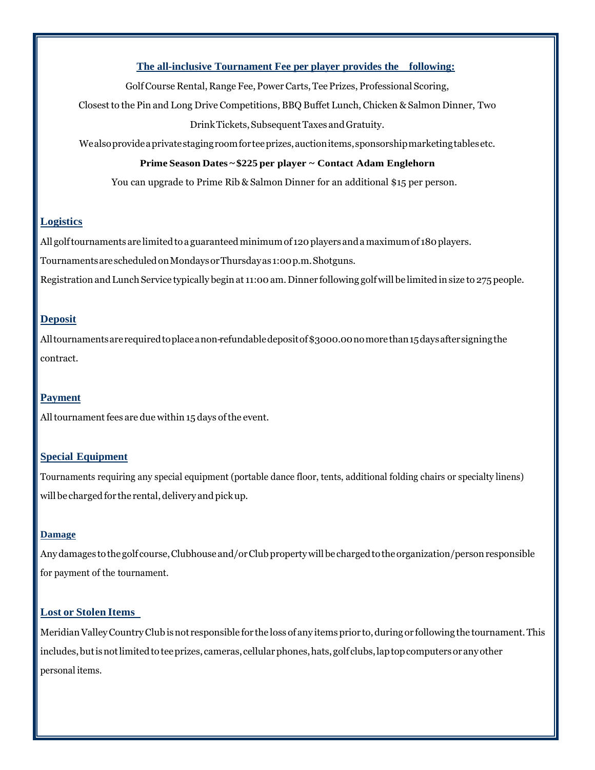**The all-inclusive Tournament Fee per player provides the following:**

Golf Course Rental, Range Fee, Power Carts, Tee Prizes, Professional Scoring,

Closest to the Pin and Long Drive Competitions, BBQ Buffet Lunch, Chicken & Salmon Dinner, Two Drink Tickets, Subsequent Taxes and Gratuity.

We also provide a private staging room for tee prizes, auction items, sponsorship marketing tables etc.

**Prime Season Dates ~ $225 per player ~ Contact Adam Englehorn**

You can upgrade to Prime Rib & Salmon Dinner for an additional $15 per person.

## Logistics

All golf tournaments are limited to a guaranteed minimum of 120 players and a maximum of 180 players.

Tournaments are scheduled on Mondays or Thursday as 1:00 p.m. Shotguns.

Registration and Lunch Service typically begin at 11:00 am. Dinner following golf will be limited in size to 275 people.

## Deposit

All tournaments are required to place a non-refundable deposit of $3000.00 no more than 15 days after signing the contract.

## Payment

All tournament fees are due within 15 days of the event.

## Special Equipment

Tournaments requiring any special equipment (portable dance floor, tents, additional folding chairs or specialty linens) will be charged for the rental, delivery and pick up.

## Damage

Any damages to the golf course, Clubhouse and/or Club property will be charged to the organization/person responsible for payment of the tournament.

## Lost or Stolen Items

Meridian Valley Country Club is not responsible for the loss of any items prior to, during or following the tournament. This includes, but is not limited to tee prizes, cameras, cellular phones, hats, golf clubs, lap top computers or any other personal items.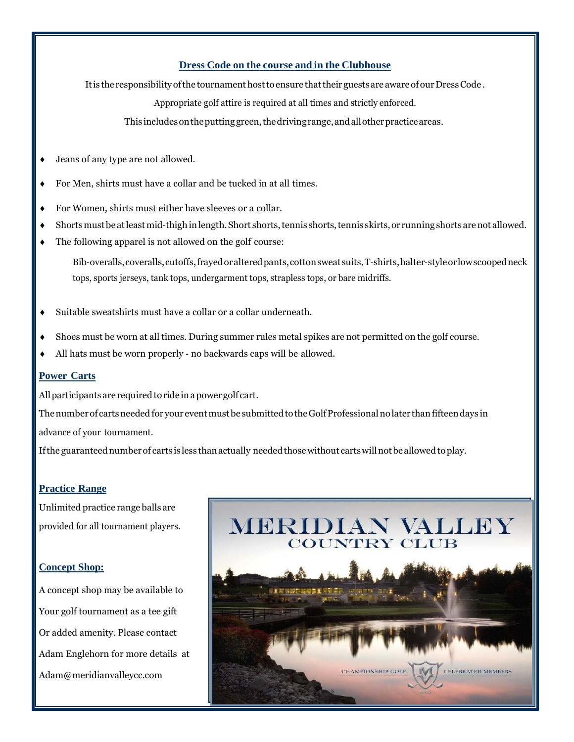## Dress Code on the course and in the Clubhouse

It is the responsibility of the tournament host to ensure that their guests are aware of our Dress Code.

Appropriate golf attire is required at all times and strictly enforced.

This includes on the putting green, the driving range, and all other practice areas.

- Jeans of any type are not allowed.
- For Men, shirts must have a collar and be tucked in at all times.
- For Women, shirts must either have sleeves or a collar.
- Shorts must be at least mid-thigh in length. Short shorts, tennis shorts, tennis skirts, or running shorts are not allowed.
- The following apparel is not allowed on the golf course:

  Bib-overalls, coveralls, cutoffs, frayed or altered pants, cotton sweat suits, T-shirts, halter-style or low scooped neck tops, sports jerseys, tank tops, undergarment tops, strapless tops, or bare midriffs.

- Suitable sweatshirts must have a collar or a collar underneath.
- Shoes must be worn at all times. During summer rules metal spikes are not permitted on the golf course.
- All hats must be worn properly - no backwards caps will be allowed.

## Power Carts

All participants are required to ride in a power golf cart.

The number of carts needed for your event must be submitted to the Golf Professional no later than fifteen days in advance of your tournament.

If the guaranteed number of carts is less than actually needed those without carts will not be allowed to play.

## Practice Range

Unlimited practice range balls are provided for all tournament players.

## Concept Shop:

A concept shop may be available to Your golf tournament as a tee gift Or added amenity. Please contact Adam Englehorn for more details at Adam@meridianvalleycc.com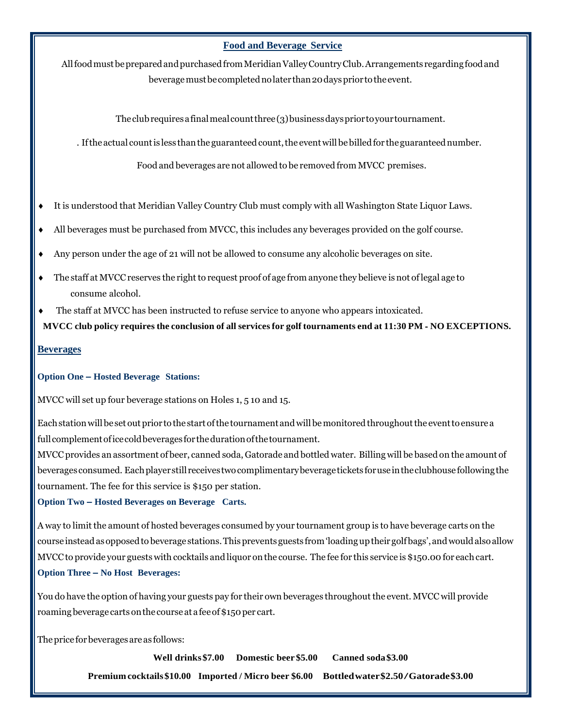## Food and Beverage Service

All food must be prepared and purchased from Meridian Valley Country Club. Arrangements regarding food and beverage must be completed no later than 20 days prior to the event.

The club requires a final meal count three (3) business days prior to your tournament.

. If the actual count is less than the guaranteed count, the event will be billed for the guaranteed number.

Food and beverages are not allowed to be removed from MVCC premises.

- It is understood that Meridian Valley Country Club must comply with all Washington State Liquor Laws.
- All beverages must be purchased from MVCC, this includes any beverages provided on the golf course.
- Any person under the age of 21 will not be allowed to consume any alcoholic beverages on site.
- The staff at MVCC reserves the right to request proof of age from anyone they believe is not of legal age to consume alcohol.
- The staff at MVCC has been instructed to refuse service to anyone who appears intoxicated.

**MVCC club policy requires the conclusion of all services for golf tournaments end at 11:30 PM - NO EXCEPTIONS.**

## Beverages

**Option One – Hosted Beverage Stations:**

MVCC will set up four beverage stations on Holes 1, 5 10 and 15.

Each station will be set out prior to the start of the tournament and will be monitored throughout the event to ensure a full complement of ice cold beverages for the duration of the tournament.

MVCC provides an assortment of beer, canned soda, Gatorade and bottled water. Billing will be based on the amount of beverages consumed. Each player still receives two complimentary beverage tickets for use in the clubhouse following the tournament. The fee for this service is $150 per station.

**Option Two – Hosted Beverages on Beverage Carts.**

A way to limit the amount of hosted beverages consumed by your tournament group is to have beverage carts on the course instead as opposed to beverage stations. This prevents guests from 'loading up their golf bags', and would also allow MVCC to provide your guests with cocktails and liquor on the course. The fee for this service is $150.00 for each cart.

**Option Three – No Host Beverages:**

You do have the option of having your guests pay for their own beverages throughout the event. MVCC will provide roaming beverage carts on the course at a fee of $150 per cart.

The price for beverages are as follows:

**Well drinks $7.00 Domestic beer $5.00 Canned soda $3.00**

**Premium cocktails $10.00 Imported / Micro beer $6.00 Bottled water $2.50 / Gatorade $3.00**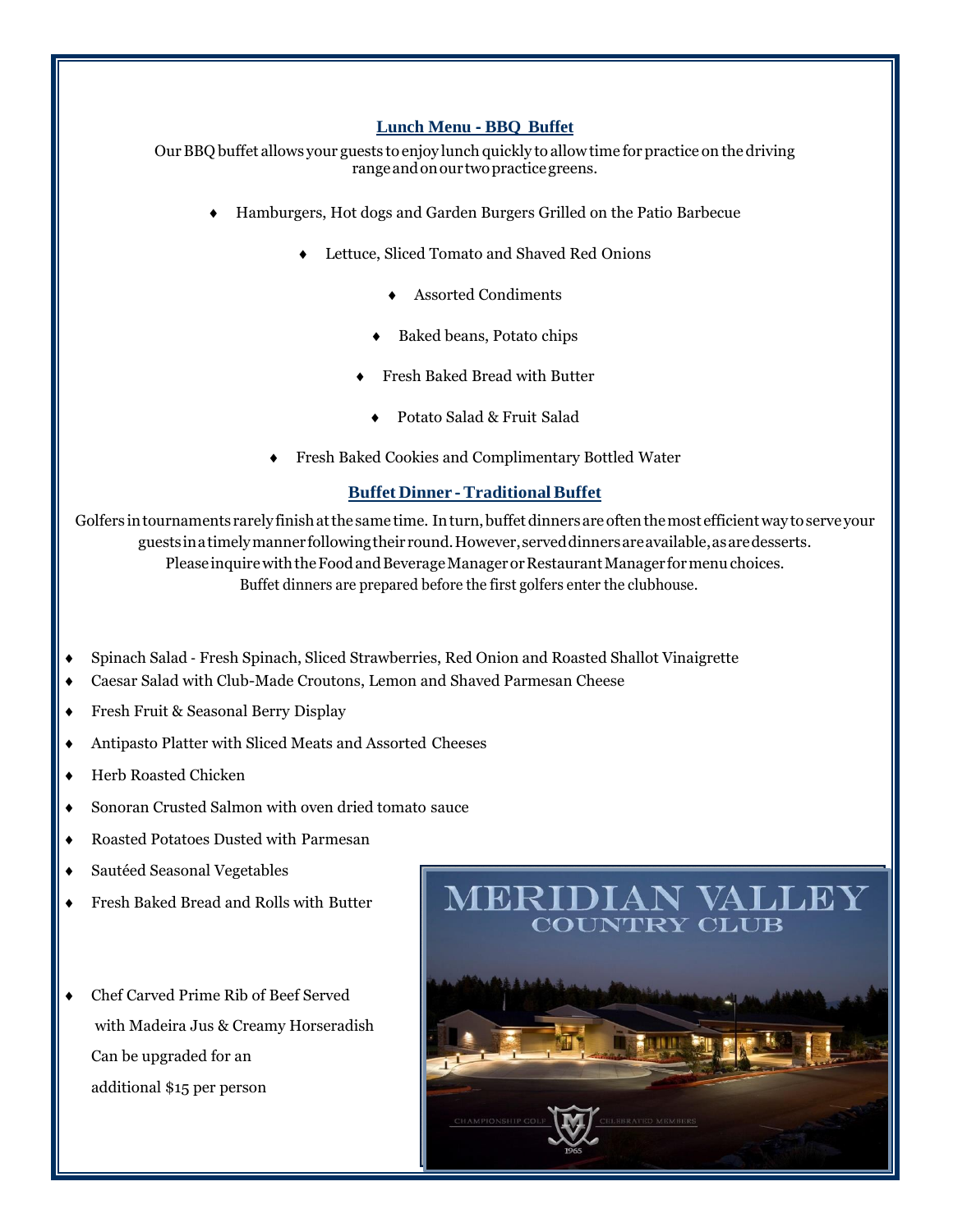## Lunch Menu - BBQ Buffet

Our BBQ buffet allows your guests to enjoy lunch quickly to allow time for practice on the driving range and on our two practice greens.

- Hamburgers, Hot dogs and Garden Burgers Grilled on the Patio Barbecue
- Lettuce, Sliced Tomato and Shaved Red Onions
- Assorted Condiments
- Baked beans, Potato chips
- Fresh Baked Bread with Butter
- Potato Salad & Fruit Salad
- Fresh Baked Cookies and Complimentary Bottled Water

## Buffet Dinner - Traditional Buffet

Golfers in tournaments rarely finish at the same time. In turn, buffet dinners are often the most efficient way to serve your guests in a timely manner following their round. However, served dinners are available, as are desserts. Please inquire with the Food and Beverage Manager or Restaurant Manager for menu choices. Buffet dinners are prepared before the first golfers enter the clubhouse.

- Spinach Salad - Fresh Spinach, Sliced Strawberries, Red Onion and Roasted Shallot Vinaigrette
- Caesar Salad with Club-Made Croutons, Lemon and Shaved Parmesan Cheese
- Fresh Fruit & Seasonal Berry Display
- Antipasto Platter with Sliced Meats and Assorted Cheeses
- Herb Roasted Chicken
- Sonoran Crusted Salmon with oven dried tomato sauce
- Roasted Potatoes Dusted with Parmesan
- Sautéed Seasonal Vegetables
- Fresh Baked Bread and Rolls with Butter

- Chef Carved Prime Rib of Beef Served with Madeira Jus & Creamy Horseradish Can be upgraded for an additional $15 per person